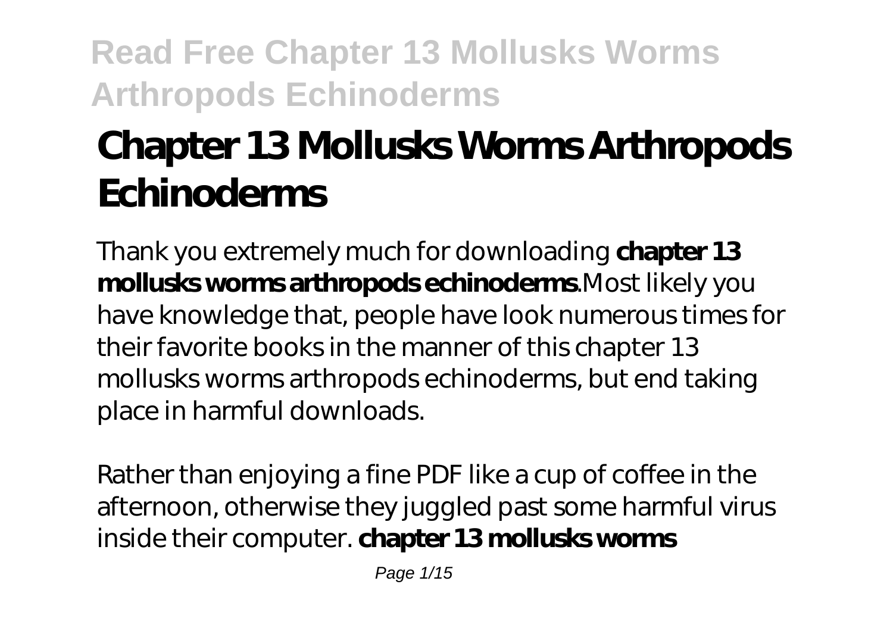# Chapter 13 Mollusks Worms Arthropods Echinoderms

Thank you extremely much for downloading **chapter 13 mollusks worms arthropods echinoderms**.Most likely you have knowledge that, people have look numerous times for their favorite books in the manner of this chapter 13 mollusks worms arthropods echinoderms, but end taking place in harmful downloads.

Rather than enjoying a fine PDF like a cup of coffee in the afternoon, otherwise they juggled past some harmful virus inside their computer. **chapter 13 mollusks worms**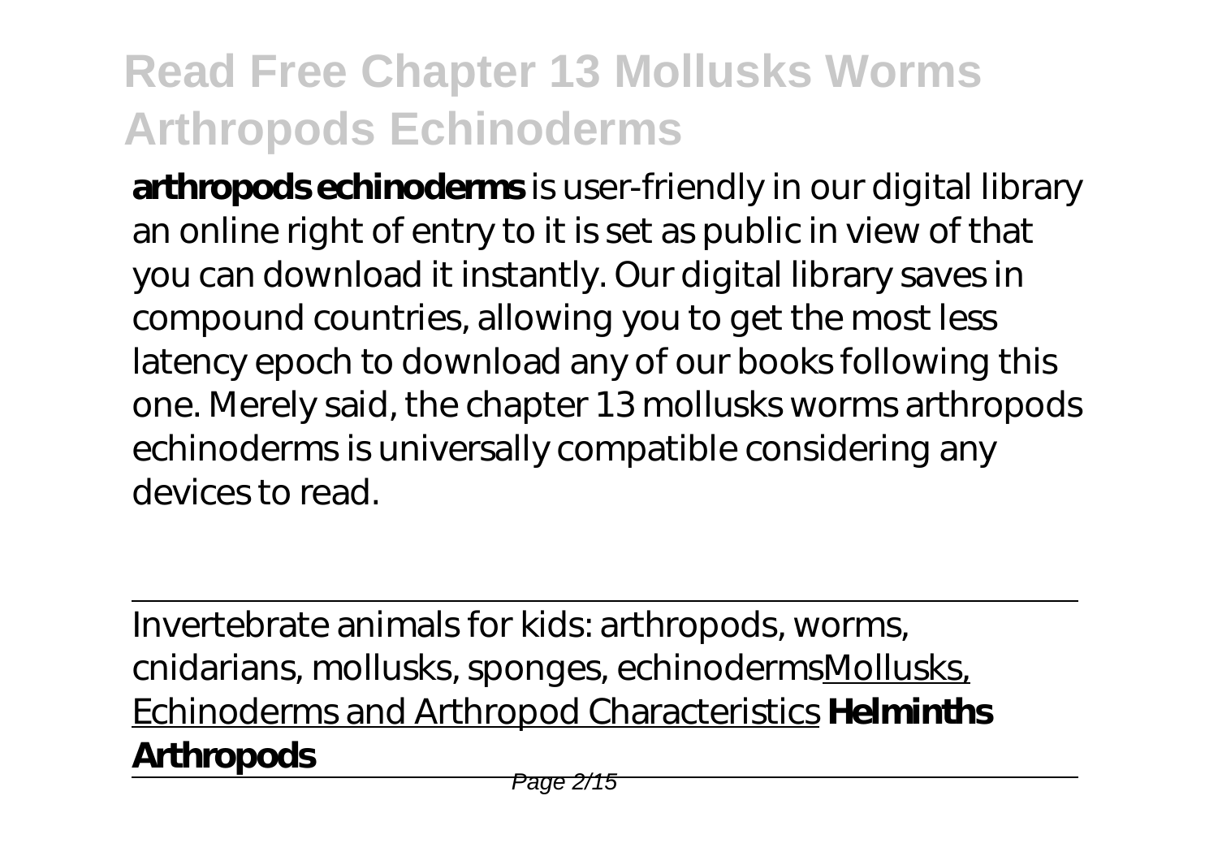**arthropods echinoderms** is user-friendly in our digital library an online right of entry to it is set as public in view of that you can download it instantly. Our digital library saves in compound countries, allowing you to get the most less latency epoch to download any of our books following this one. Merely said, the chapter 13 mollusks worms arthropods echinoderms is universally compatible considering any devices to read.

---

Invertebrate animals for kids: arthropods, worms, cnidarians, mollusks, sponges, echinodermsMollusks, Echinoderms and Arthropod Characteristics **Helminths Arthropods**

---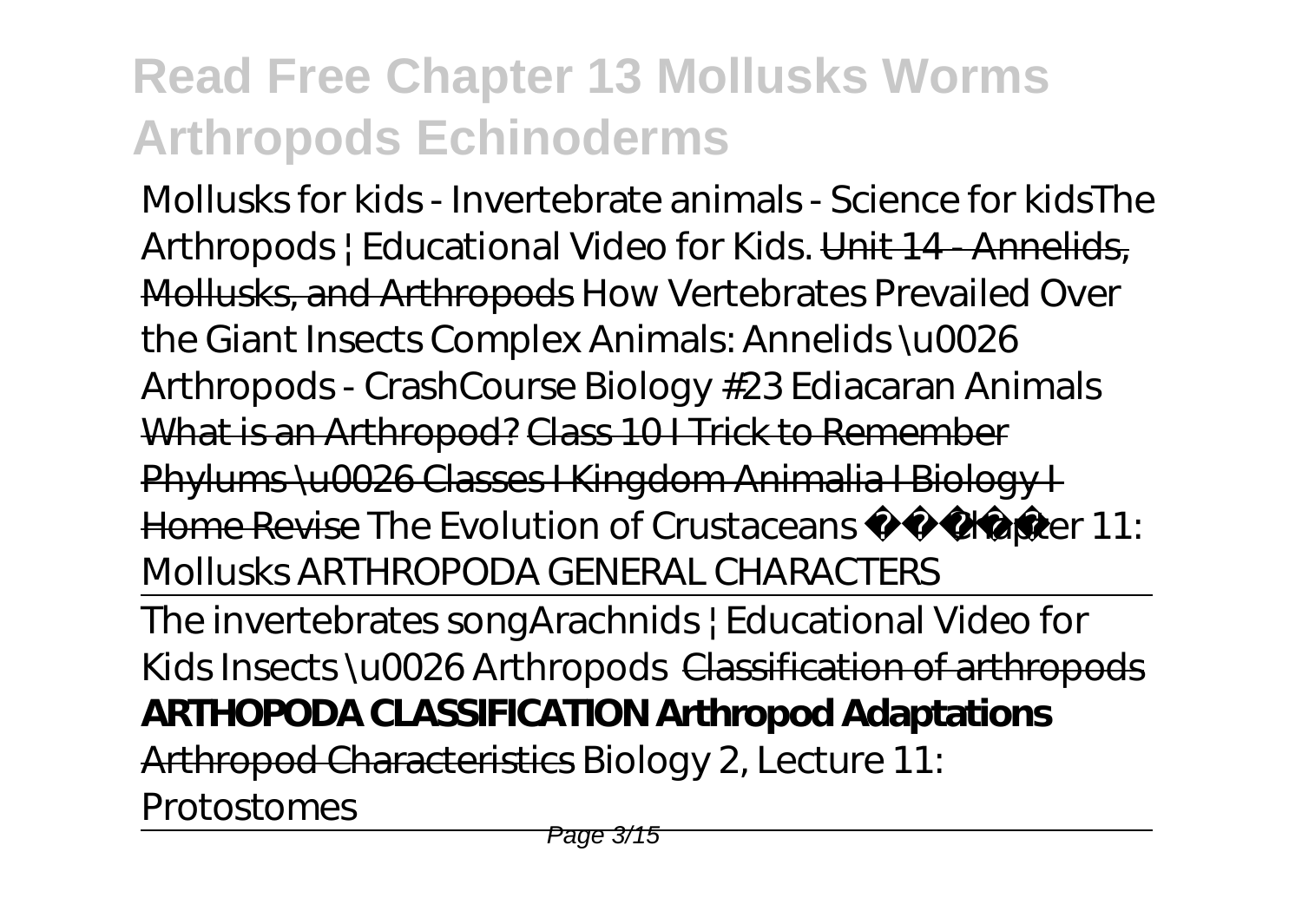*Mollusks for kids - Invertebrate animals - Science for kids**The Arthropods | Educational Video for Kids.* ~~Unit 14 - Annelids, Mollusks, and Arthropods~~ *How Vertebrates Prevailed Over the Giant Insects* *Complex Animals: Annelids \u0026 Arthropods - CrashCourse Biology #23* *Ediacaran Animals* ~~What is an Arthropod?~~ ~~Class 10 I Trick to Remember Phylums \u0026 Classes I Kingdom Animalia I Biology I Home Revise~~ *The Evolution of Crustaceans* *Chapter 11: Mollusks* *ARTHROPODA GENERAL CHARACTERS*

---

The invertebrates song*Arachnids | Educational Video for Kids* *Insects \u0026 Arthropods* ~~Classification of arthropods~~ **ARTHOPODA CLASSIFICATION** **Arthropod Adaptations** ~~Arthropod Characteristics~~ *Biology 2, Lecture 11: Protostomes*

---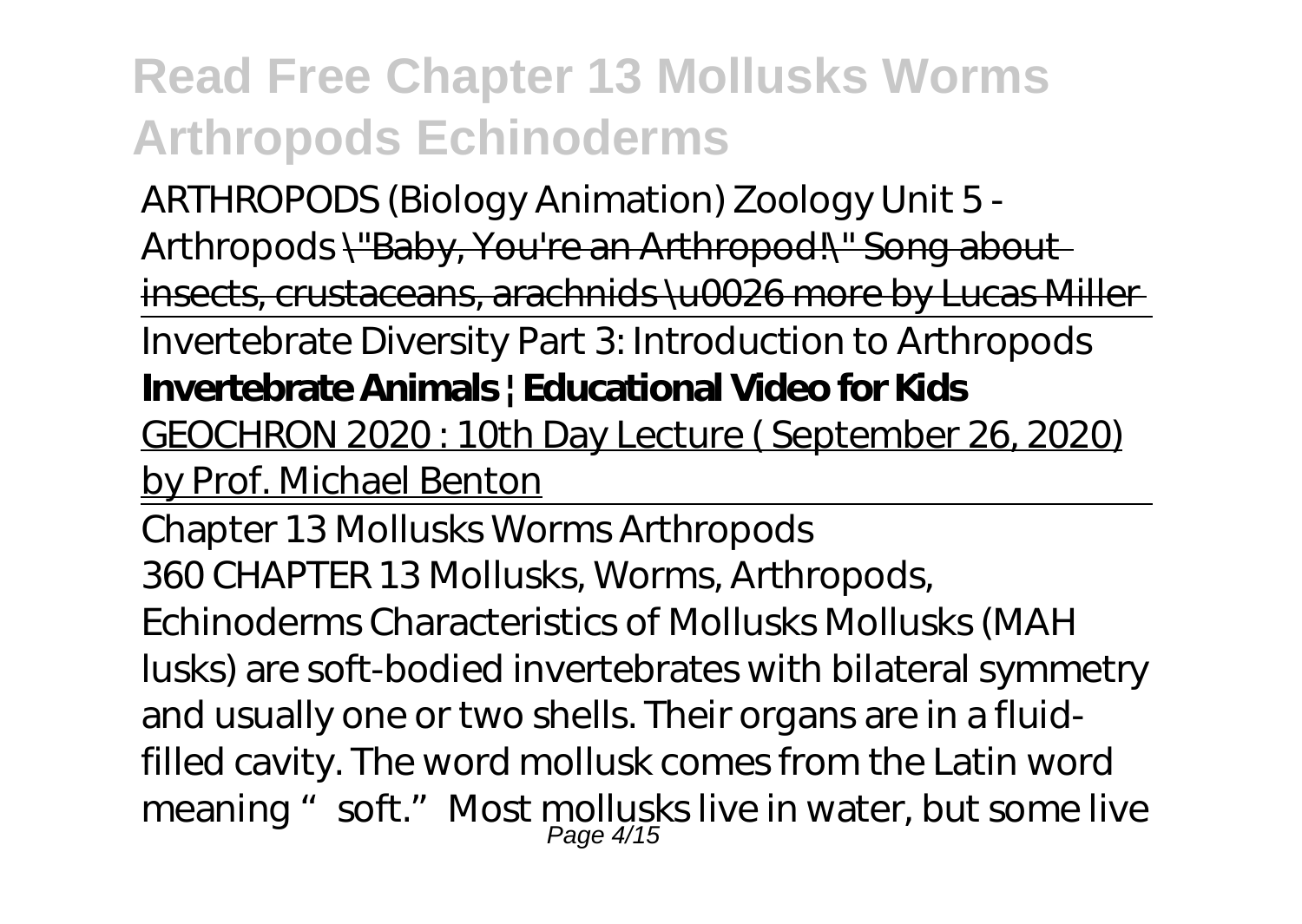*ARTHROPODS (Biology Animation)* *Zoology Unit 5 - Arthropods* ~~"Baby, You're an Arthropod!" Song about insects, crustaceans, arachnids \u0026 more by Lucas Miller~~

Invertebrate Diversity Part 3: Introduction to Arthropods

**Invertebrate Animals | Educational Video for Kids**

GEOCHRON 2020 : 10th Day Lecture ( September 26, 2020) by Prof. Michael Benton

Chapter 13 Mollusks Worms Arthropods

360 CHAPTER 13 Mollusks, Worms, Arthropods, Echinoderms Characteristics of Mollusks Mollusks (MAH lusks) are soft-bodied invertebrates with bilateral symmetry and usually one or two shells. Their organs are in a fluid-filled cavity. The word mollusk comes from the Latin word meaning "soft." Most mollusks live in water, but some live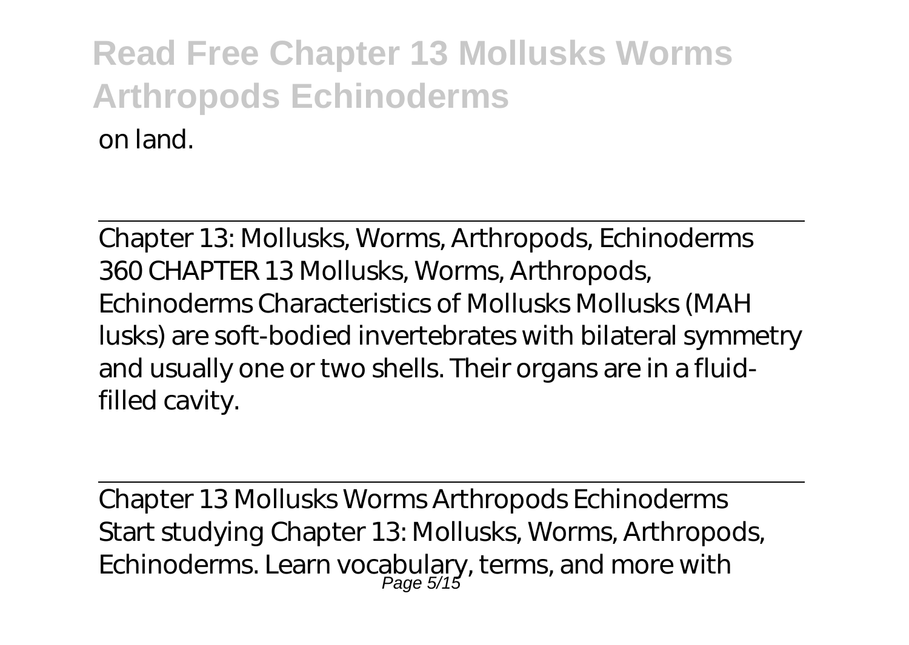on land.

---

Chapter 13: Mollusks, Worms, Arthropods, Echinoderms
360 CHAPTER 13 Mollusks, Worms, Arthropods, Echinoderms Characteristics of Mollusks Mollusks (MAH lusks) are soft-bodied invertebrates with bilateral symmetry and usually one or two shells. Their organs are in a fluid-filled cavity.

---

Chapter 13 Mollusks Worms Arthropods Echinoderms
Start studying Chapter 13: Mollusks, Worms, Arthropods, Echinoderms. Learn vocabulary, terms, and more with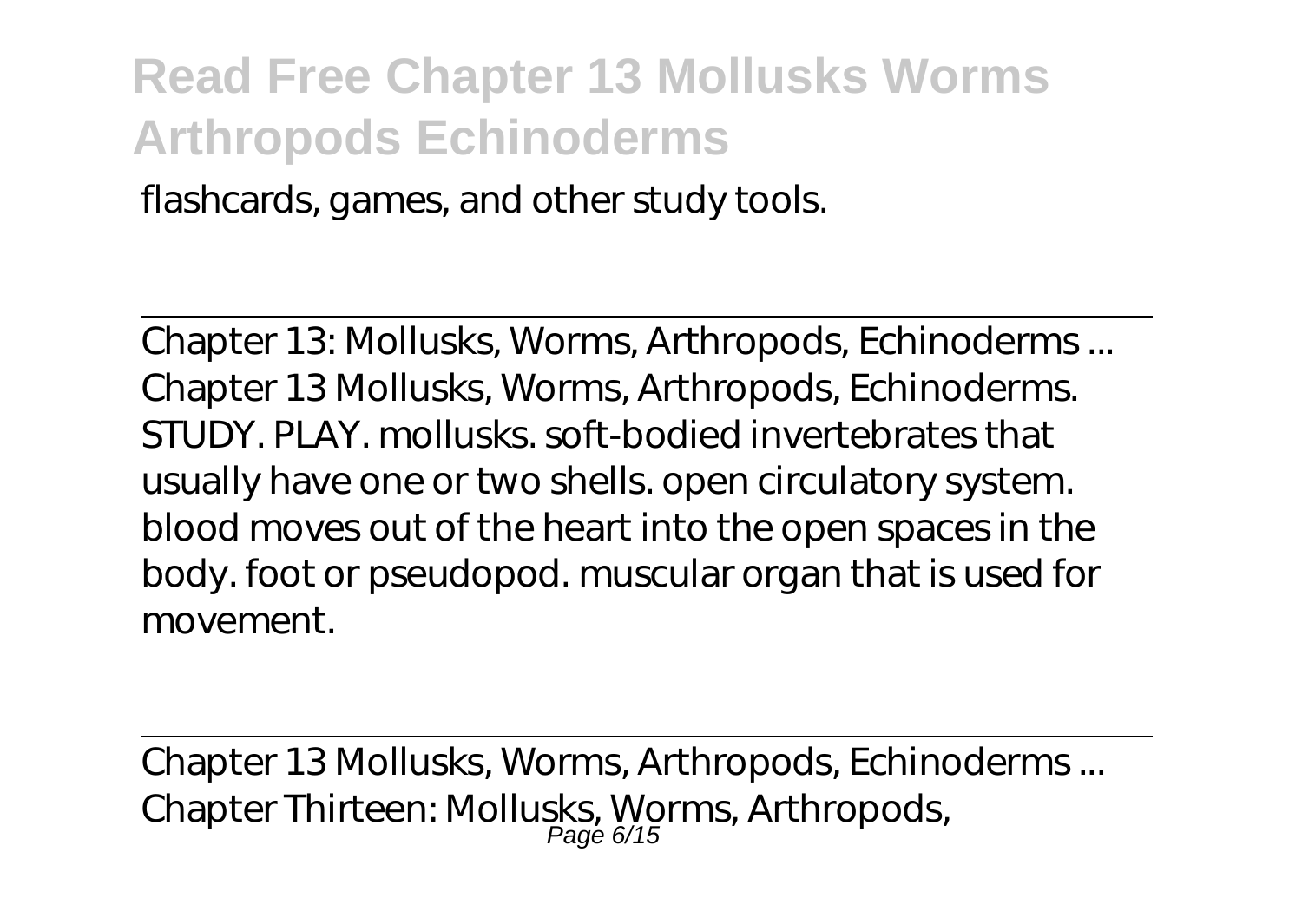flashcards, games, and other study tools.

Chapter 13: Mollusks, Worms, Arthropods, Echinoderms ...
Chapter 13 Mollusks, Worms, Arthropods, Echinoderms. STUDY. PLAY. mollusks. soft-bodied invertebrates that usually have one or two shells. open circulatory system. blood moves out of the heart into the open spaces in the body. foot or pseudopod. muscular organ that is used for movement.

Chapter 13 Mollusks, Worms, Arthropods, Echinoderms ...
Chapter Thirteen: Mollusks, Worms, Arthropods,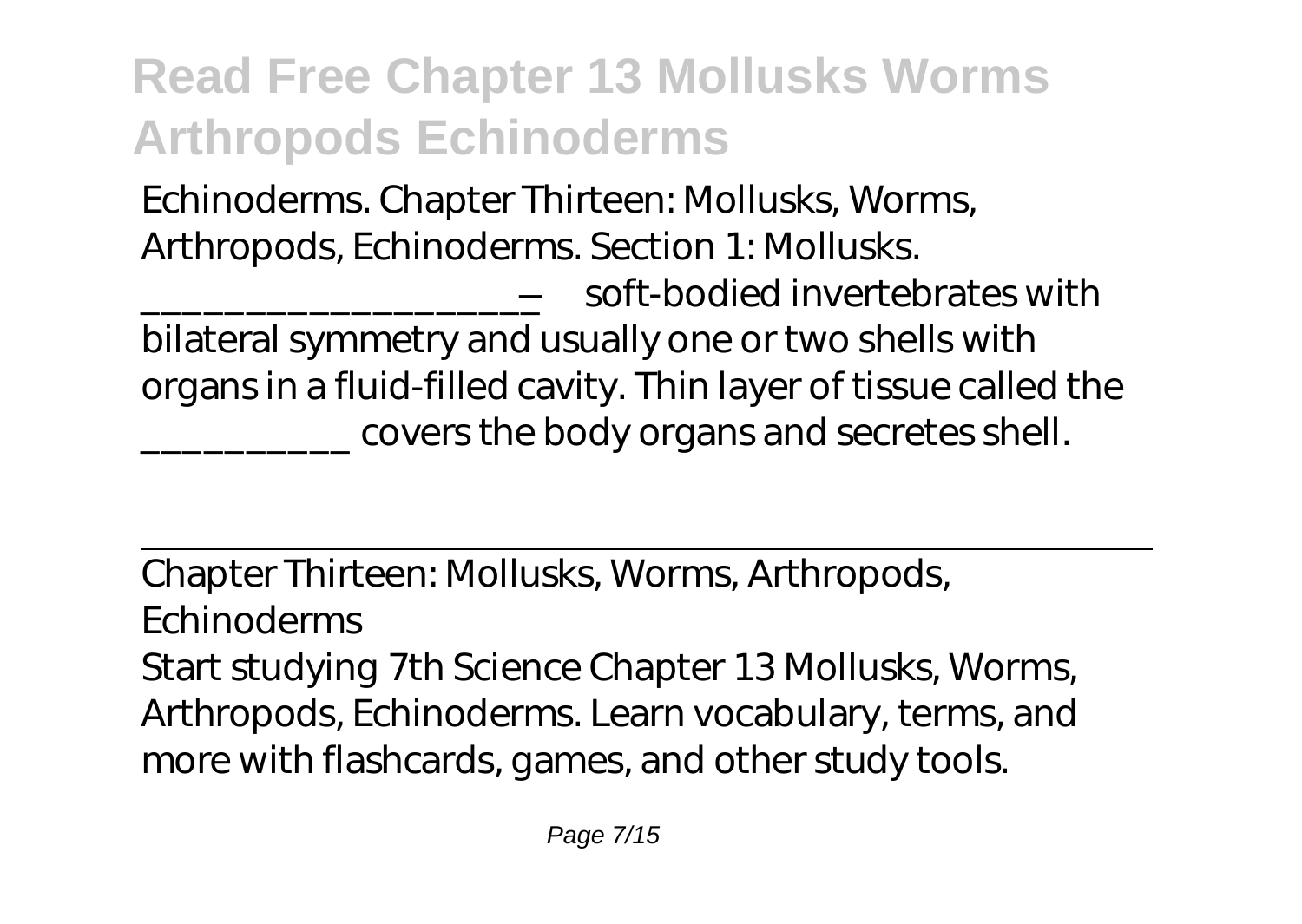# Read Free Chapter 13 Mollusks Worms Arthropods Echinoderms

Echinoderms. Chapter Thirteen: Mollusks, Worms, Arthropods, Echinoderms. Section 1: Mollusks. ____________________ — soft-bodied invertebrates with bilateral symmetry and usually one or two shells with organs in a fluid-filled cavity. Thin layer of tissue called the __________ covers the body organs and secretes shell.

---

Chapter Thirteen: Mollusks, Worms, Arthropods, Echinoderms

Start studying 7th Science Chapter 13 Mollusks, Worms, Arthropods, Echinoderms. Learn vocabulary, terms, and more with flashcards, games, and other study tools.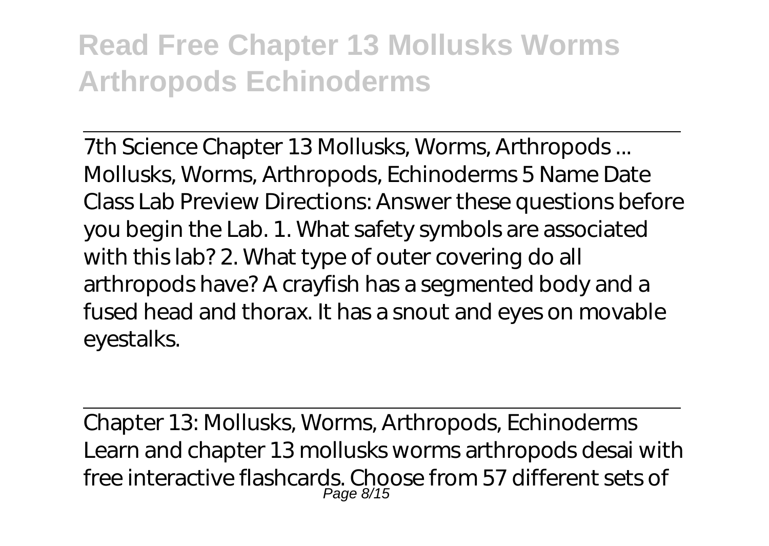7th Science Chapter 13 Mollusks, Worms, Arthropods ...
Mollusks, Worms, Arthropods, Echinoderms 5 Name Date Class Lab Preview Directions: Answer these questions before you begin the Lab. 1. What safety symbols are associated with this lab? 2. What type of outer covering do all arthropods have? A crayfish has a segmented body and a fused head and thorax. It has a snout and eyes on movable eyestalks.

Chapter 13: Mollusks, Worms, Arthropods, Echinoderms
Learn and chapter 13 mollusks worms arthropods desai with free interactive flashcards. Choose from 57 different sets of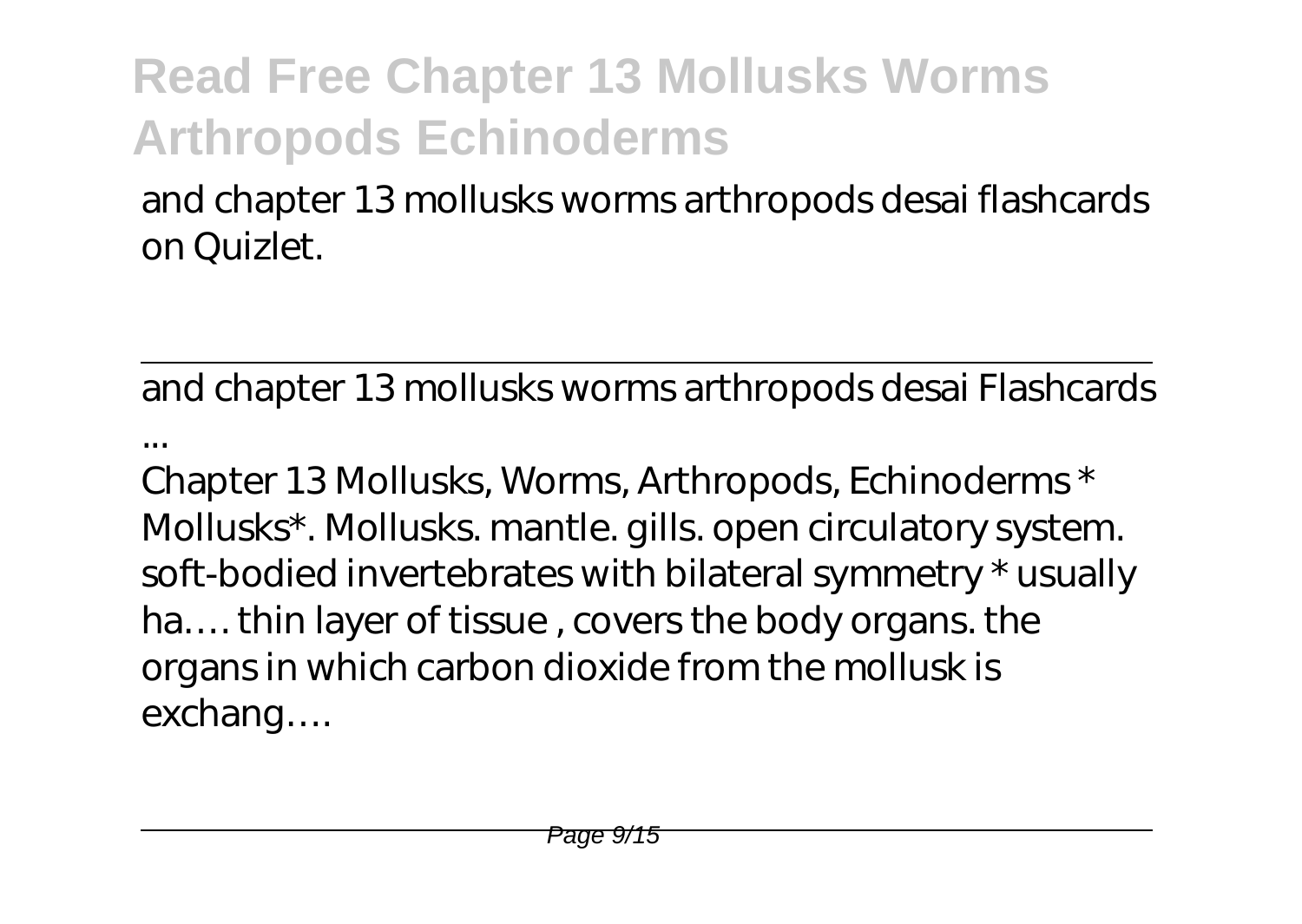and chapter 13 mollusks worms arthropods desai flashcards on Quizlet.

---

and chapter 13 mollusks worms arthropods desai Flashcards ...

Chapter 13 Mollusks, Worms, Arthropods, Echinoderms * Mollusks*. Mollusks. mantle. gills. open circulatory system. soft-bodied invertebrates with bilateral symmetry * usually ha…. thin layer of tissue , covers the body organs. the organs in which carbon dioxide from the mollusk is exchang….

---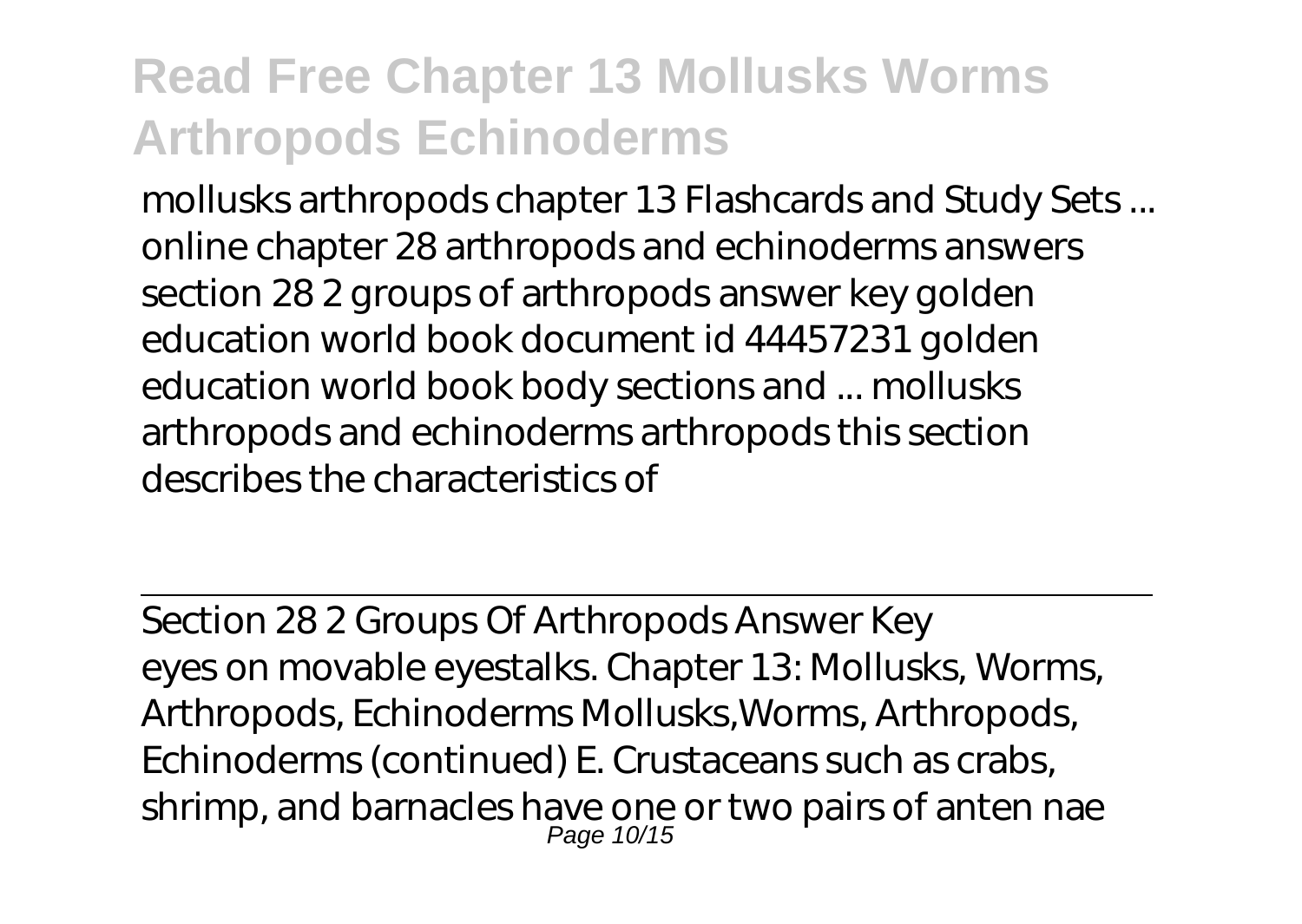mollusks arthropods chapter 13 Flashcards and Study Sets ... online chapter 28 arthropods and echinoderms answers section 28 2 groups of arthropods answer key golden education world book document id 44457231 golden education world book body sections and ... mollusks arthropods and echinoderms arthropods this section describes the characteristics of

## Section 28 2 Groups Of Arthropods Answer Key

eyes on movable eyestalks. Chapter 13: Mollusks, Worms, Arthropods, Echinoderms Mollusks,Worms, Arthropods, Echinoderms (continued) E. Crustaceans such as crabs, shrimp, and barnacles have one or two pairs of anten nae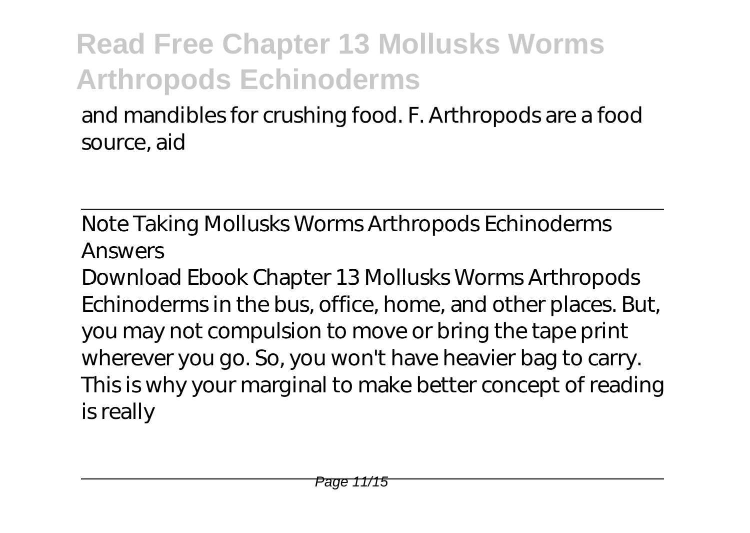and mandibles for crushing food. F. Arthropods are a food source, aid

Note Taking Mollusks Worms Arthropods Echinoderms Answers

Download Ebook Chapter 13 Mollusks Worms Arthropods Echinoderms in the bus, office, home, and other places. But, you may not compulsion to move or bring the tape print wherever you go. So, you won't have heavier bag to carry. This is why your marginal to make better concept of reading is really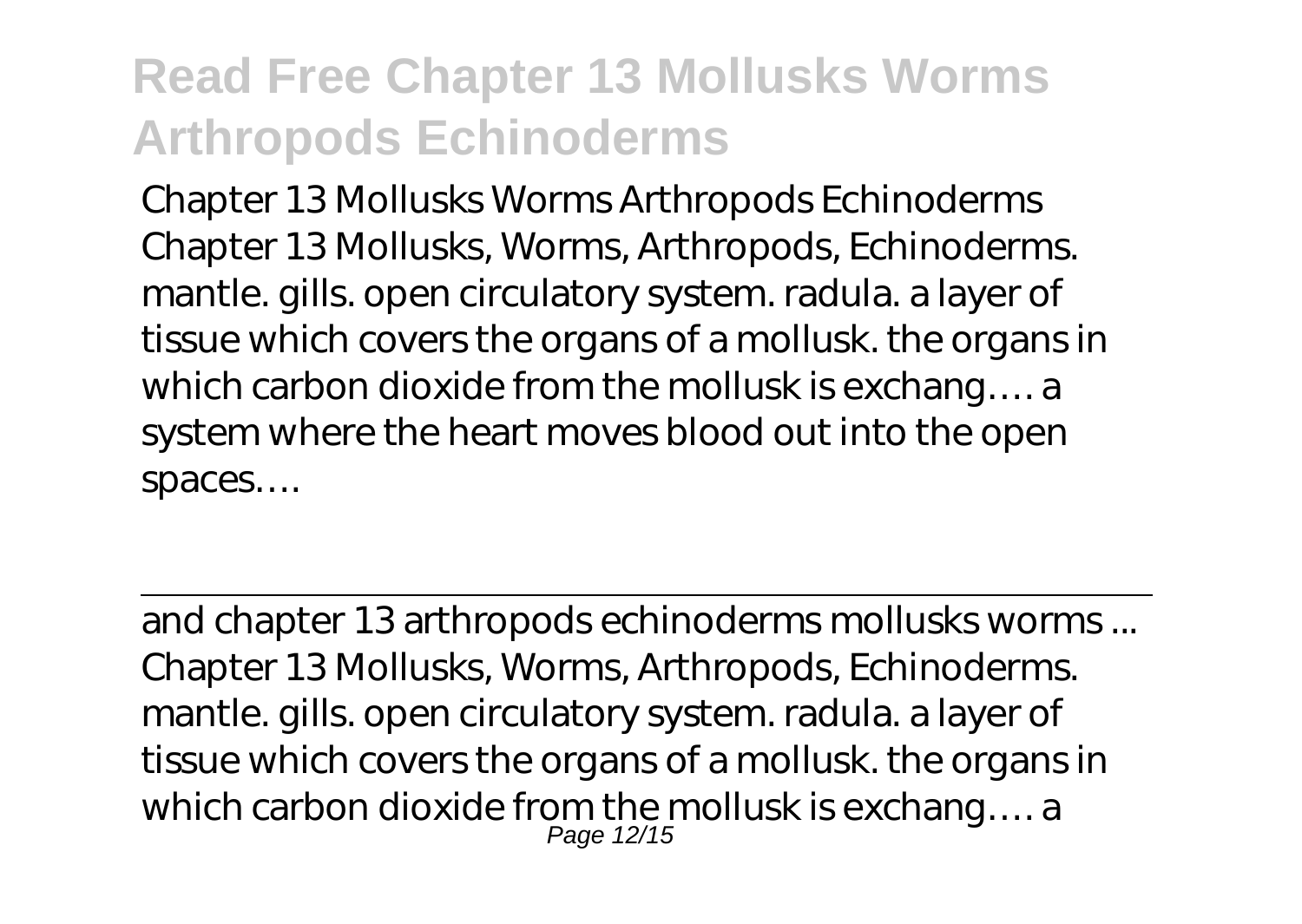Chapter 13 Mollusks Worms Arthropods Echinoderms
Chapter 13 Mollusks, Worms, Arthropods, Echinoderms. mantle. gills. open circulatory system. radula. a layer of tissue which covers the organs of a mollusk. the organs in which carbon dioxide from the mollusk is exchang…. a system where the heart moves blood out into the open spaces….

---

and chapter 13 arthropods echinoderms mollusks worms ...
Chapter 13 Mollusks, Worms, Arthropods, Echinoderms. mantle. gills. open circulatory system. radula. a layer of tissue which covers the organs of a mollusk. the organs in which carbon dioxide from the mollusk is exchang…. a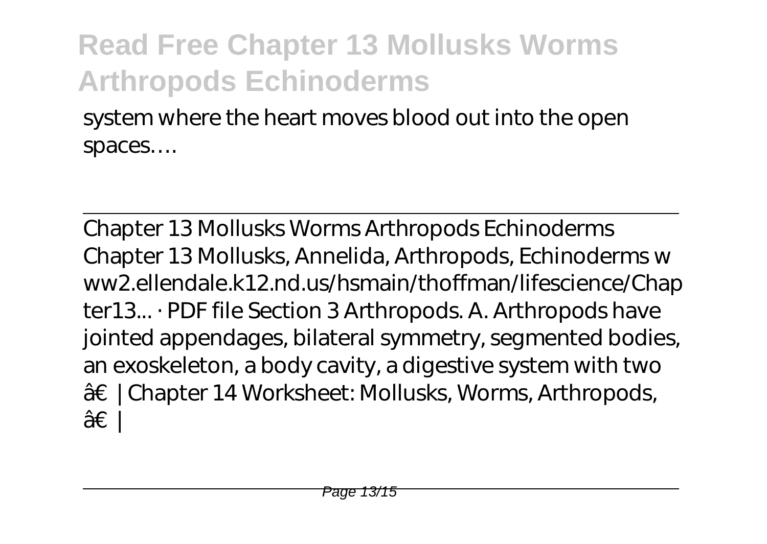system where the heart moves blood out into the open spaces….

Chapter 13 Mollusks Worms Arthropods Echinoderms

Chapter 13 Mollusks, Annelida, Arthropods, Echinoderms www2.ellendale.k12.nd.us/hsmain/thoffman/lifescience/Chapter13... · PDF file Section 3 Arthropods. A. Arthropods have jointed appendages, bilateral symmetry, segmented bodies, an exoskeleton, a body cavity, a digestive system with two â€ | Chapter 14 Worksheet: Mollusks, Worms, Arthropods, â€ |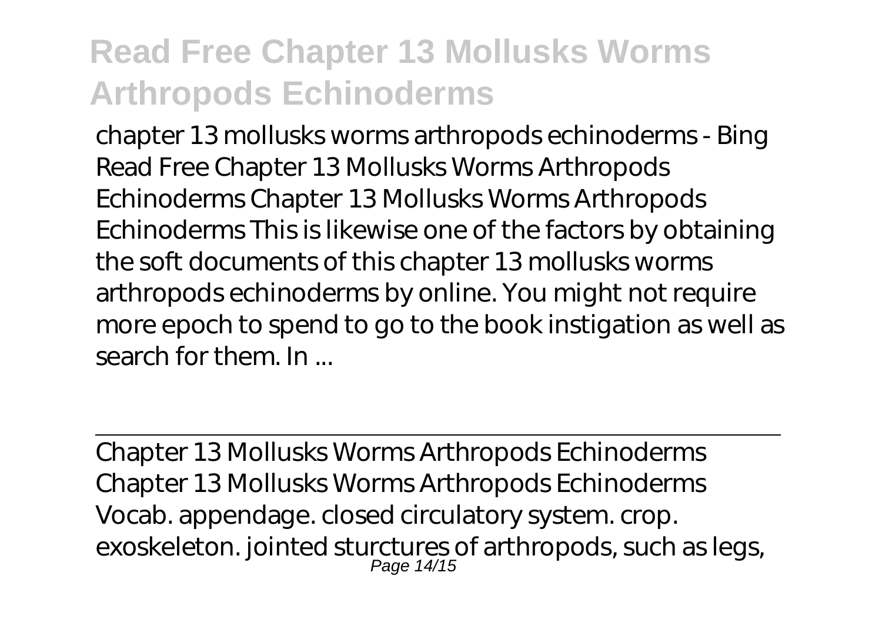chapter 13 mollusks worms arthropods echinoderms - Bing Read Free Chapter 13 Mollusks Worms Arthropods Echinoderms Chapter 13 Mollusks Worms Arthropods Echinoderms This is likewise one of the factors by obtaining the soft documents of this chapter 13 mollusks worms arthropods echinoderms by online. You might not require more epoch to spend to go to the book instigation as well as search for them. In ...

Chapter 13 Mollusks Worms Arthropods Echinoderms

Chapter 13 Mollusks Worms Arthropods Echinoderms Vocab. appendage. closed circulatory system. crop. exoskeleton. jointed sturctures of arthropods, such as legs,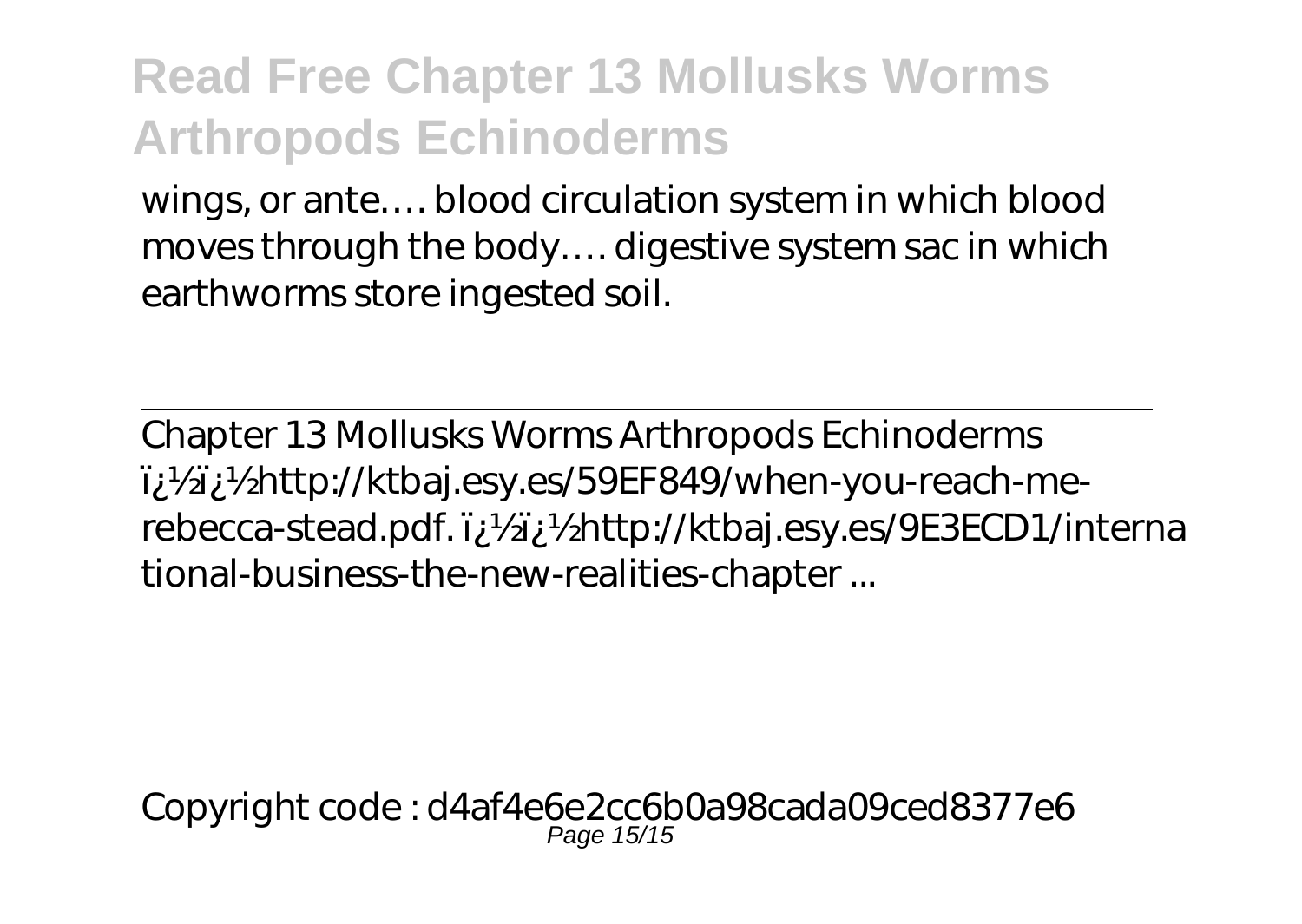wings, or ante.… blood circulation system in which blood moves through the body.… digestive system sac in which earthworms store ingested soil.

Chapter 13 Mollusks Worms Arthropods Echinoderms
ï¿½ï¿½http://ktbaj.esy.es/59EF849/when-you-reach-me-rebecca-stead.pdf. ï¿½ï¿½http://ktbaj.esy.es/9E3ECD1/international-business-the-new-realities-chapter ...

Copyright code : d4af4e6e2cc6b0a98cada09ced8377e6